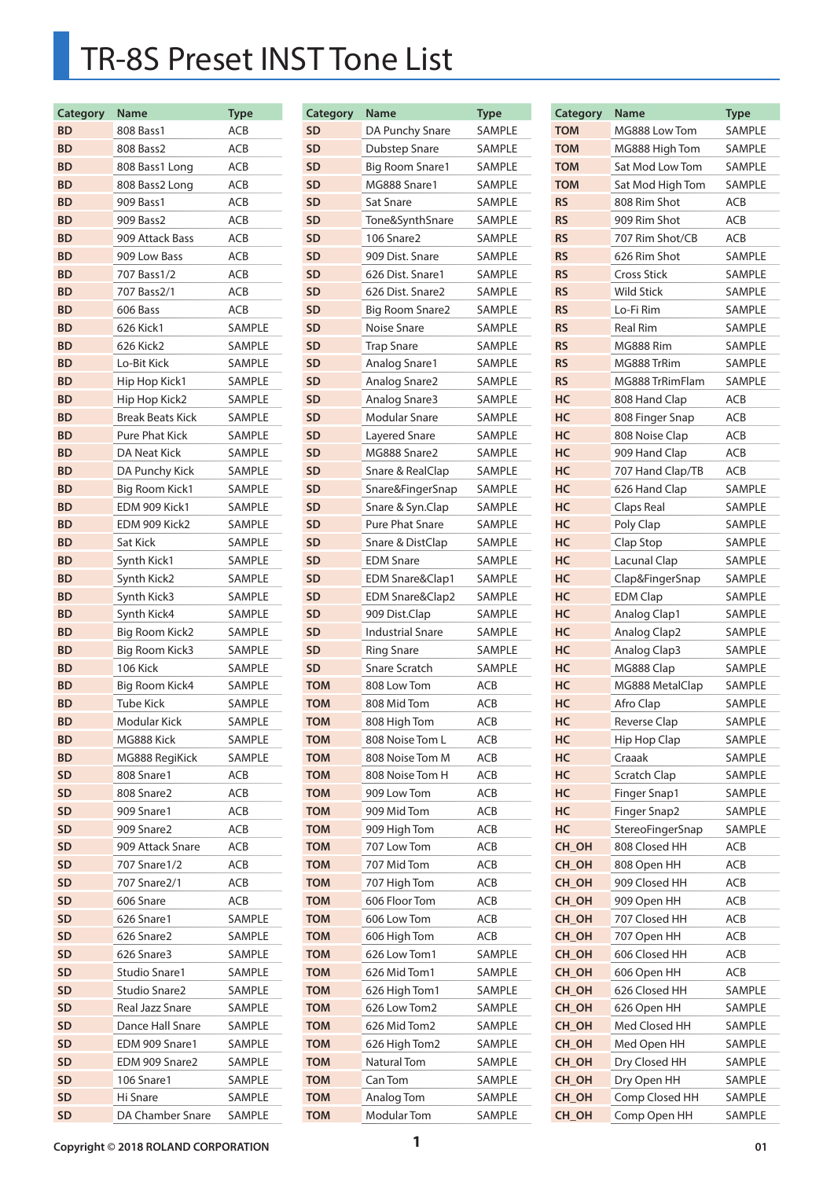# TR-8S Preset INST Tone List

| Category | Name | Type |
|---|---|---|
| BD | 808 Bass1 | ACB |
| BD | 808 Bass2 | ACB |
| BD | 808 Bass1 Long | ACB |
| BD | 808 Bass2 Long | ACB |
| BD | 909 Bass1 | ACB |
| BD | 909 Bass2 | ACB |
| BD | 909 Attack Bass | ACB |
| BD | 909 Low Bass | ACB |
| BD | 707 Bass1/2 | ACB |
| BD | 707 Bass2/1 | ACB |
| BD | 606 Bass | ACB |
| BD | 626 Kick1 | SAMPLE |
| BD | 626 Kick2 | SAMPLE |
| BD | Lo-Bit Kick | SAMPLE |
| BD | Hip Hop Kick1 | SAMPLE |
| BD | Hip Hop Kick2 | SAMPLE |
| BD | Break Beats Kick | SAMPLE |
| BD | Pure Phat Kick | SAMPLE |
| BD | DA Neat Kick | SAMPLE |
| BD | DA Punchy Kick | SAMPLE |
| BD | Big Room Kick1 | SAMPLE |
| BD | EDM 909 Kick1 | SAMPLE |
| BD | EDM 909 Kick2 | SAMPLE |
| BD | Sat Kick | SAMPLE |
| BD | Synth Kick1 | SAMPLE |
| BD | Synth Kick2 | SAMPLE |
| BD | Synth Kick3 | SAMPLE |
| BD | Synth Kick4 | SAMPLE |
| BD | Big Room Kick2 | SAMPLE |
| BD | Big Room Kick3 | SAMPLE |
| BD | 106 Kick | SAMPLE |
| BD | Big Room Kick4 | SAMPLE |
| BD | Tube Kick | SAMPLE |
| BD | Modular Kick | SAMPLE |
| BD | MG888 Kick | SAMPLE |
| BD | MG888 RegiKick | SAMPLE |
| SD | 808 Snare1 | ACB |
| SD | 808 Snare2 | ACB |
| SD | 909 Snare1 | ACB |
| SD | 909 Snare2 | ACB |
| SD | 909 Attack Snare | ACB |
| SD | 707 Snare1/2 | ACB |
| SD | 707 Snare2/1 | ACB |
| SD | 606 Snare | ACB |
| SD | 626 Snare1 | SAMPLE |
| SD | 626 Snare2 | SAMPLE |
| SD | 626 Snare3 | SAMPLE |
| SD | Studio Snare1 | SAMPLE |
| SD | Studio Snare2 | SAMPLE |
| SD | Real Jazz Snare | SAMPLE |
| SD | Dance Hall Snare | SAMPLE |
| SD | EDM 909 Snare1 | SAMPLE |
| SD | EDM 909 Snare2 | SAMPLE |
| SD | 106 Snare1 | SAMPLE |
| SD | Hi Snare | SAMPLE |
| SD | DA Chamber Snare | SAMPLE |
| SD | DA Punchy Snare | SAMPLE |
| SD | Dubstep Snare | SAMPLE |
| SD | Big Room Snare1 | SAMPLE |
| SD | MG888 Snare1 | SAMPLE |
| SD | Sat Snare | SAMPLE |
| SD | Tone&SynthSnare | SAMPLE |
| SD | 106 Snare2 | SAMPLE |
| SD | 909 Dist. Snare | SAMPLE |
| SD | 626 Dist. Snare1 | SAMPLE |
| SD | 626 Dist. Snare2 | SAMPLE |
| SD | Big Room Snare2 | SAMPLE |
| SD | Noise Snare | SAMPLE |
| SD | Trap Snare | SAMPLE |
| SD | Analog Snare1 | SAMPLE |
| SD | Analog Snare2 | SAMPLE |
| SD | Analog Snare3 | SAMPLE |
| SD | Modular Snare | SAMPLE |
| SD | Layered Snare | SAMPLE |
| SD | MG888 Snare2 | SAMPLE |
| SD | Snare & RealClap | SAMPLE |
| SD | Snare&FingerSnap | SAMPLE |
| SD | Snare & Syn.Clap | SAMPLE |
| SD | Pure Phat Snare | SAMPLE |
| SD | Snare & DistClap | SAMPLE |
| SD | EDM Snare | SAMPLE |
| SD | EDM Snare&Clap1 | SAMPLE |
| SD | EDM Snare&Clap2 | SAMPLE |
| SD | 909 Dist.Clap | SAMPLE |
| SD | Industrial Snare | SAMPLE |
| SD | Ring Snare | SAMPLE |
| SD | Snare Scratch | SAMPLE |
| TOM | 808 Low Tom | ACB |
| TOM | 808 Mid Tom | ACB |
| TOM | 808 High Tom | ACB |
| TOM | 808 Noise Tom L | ACB |
| TOM | 808 Noise Tom M | ACB |
| TOM | 808 Noise Tom H | ACB |
| TOM | 909 Low Tom | ACB |
| TOM | 909 Mid Tom | ACB |
| TOM | 909 High Tom | ACB |
| TOM | 707 Low Tom | ACB |
| TOM | 707 Mid Tom | ACB |
| TOM | 707 High Tom | ACB |
| TOM | 606 Floor Tom | ACB |
| TOM | 606 Low Tom | ACB |
| TOM | 606 High Tom | ACB |
| TOM | 626 Low Tom1 | SAMPLE |
| TOM | 626 Mid Tom1 | SAMPLE |
| TOM | 626 High Tom1 | SAMPLE |
| TOM | 626 Low Tom2 | SAMPLE |
| TOM | 626 Mid Tom2 | SAMPLE |
| TOM | 626 High Tom2 | SAMPLE |
| TOM | Natural Tom | SAMPLE |
| TOM | Can Tom | SAMPLE |
| TOM | Analog Tom | SAMPLE |
| TOM | Modular Tom | SAMPLE |
| TOM | MG888 Low Tom | SAMPLE |
| TOM | MG888 High Tom | SAMPLE |
| TOM | Sat Mod Low Tom | SAMPLE |
| TOM | Sat Mod High Tom | SAMPLE |
| RS | 808 Rim Shot | ACB |
| RS | 909 Rim Shot | ACB |
| RS | 707 Rim Shot/CB | ACB |
| RS | 626 Rim Shot | SAMPLE |
| RS | Cross Stick | SAMPLE |
| RS | Wild Stick | SAMPLE |
| RS | Lo-Fi Rim | SAMPLE |
| RS | Real Rim | SAMPLE |
| RS | MG888 Rim | SAMPLE |
| RS | MG888 TrRim | SAMPLE |
| RS | MG888 TrRimFlam | SAMPLE |
| HC | 808 Hand Clap | ACB |
| HC | 808 Finger Snap | ACB |
| HC | 808 Noise Clap | ACB |
| HC | 909 Hand Clap | ACB |
| HC | 707 Hand Clap/TB | ACB |
| HC | 626 Hand Clap | SAMPLE |
| HC | Claps Real | SAMPLE |
| HC | Poly Clap | SAMPLE |
| HC | Clap Stop | SAMPLE |
| HC | Lacunal Clap | SAMPLE |
| HC | Clap&FingerSnap | SAMPLE |
| HC | EDM Clap | SAMPLE |
| HC | Analog Clap1 | SAMPLE |
| HC | Analog Clap2 | SAMPLE |
| HC | Analog Clap3 | SAMPLE |
| HC | MG888 Clap | SAMPLE |
| HC | MG888 MetalClap | SAMPLE |
| HC | Afro Clap | SAMPLE |
| HC | Reverse Clap | SAMPLE |
| HC | Hip Hop Clap | SAMPLE |
| HC | Craaak | SAMPLE |
| HC | Scratch Clap | SAMPLE |
| HC | Finger Snap1 | SAMPLE |
| HC | Finger Snap2 | SAMPLE |
| HC | StereoFingerSnap | SAMPLE |
| CH_OH | 808 Closed HH | ACB |
| CH_OH | 808 Open HH | ACB |
| CH_OH | 909 Closed HH | ACB |
| CH_OH | 909 Open HH | ACB |
| CH_OH | 707 Closed HH | ACB |
| CH_OH | 707 Open HH | ACB |
| CH_OH | 606 Closed HH | ACB |
| CH_OH | 606 Open HH | ACB |
| CH_OH | 626 Closed HH | SAMPLE |
| CH_OH | 626 Open HH | SAMPLE |
| CH_OH | Med Closed HH | SAMPLE |
| CH_OH | Med Open HH | SAMPLE |
| CH_OH | Dry Closed HH | SAMPLE |
| CH_OH | Dry Open HH | SAMPLE |
| CH_OH | Comp Closed HH | SAMPLE |
| CH_OH | Comp Open HH | SAMPLE |

Copyright © 2018 ROLAND CORPORATION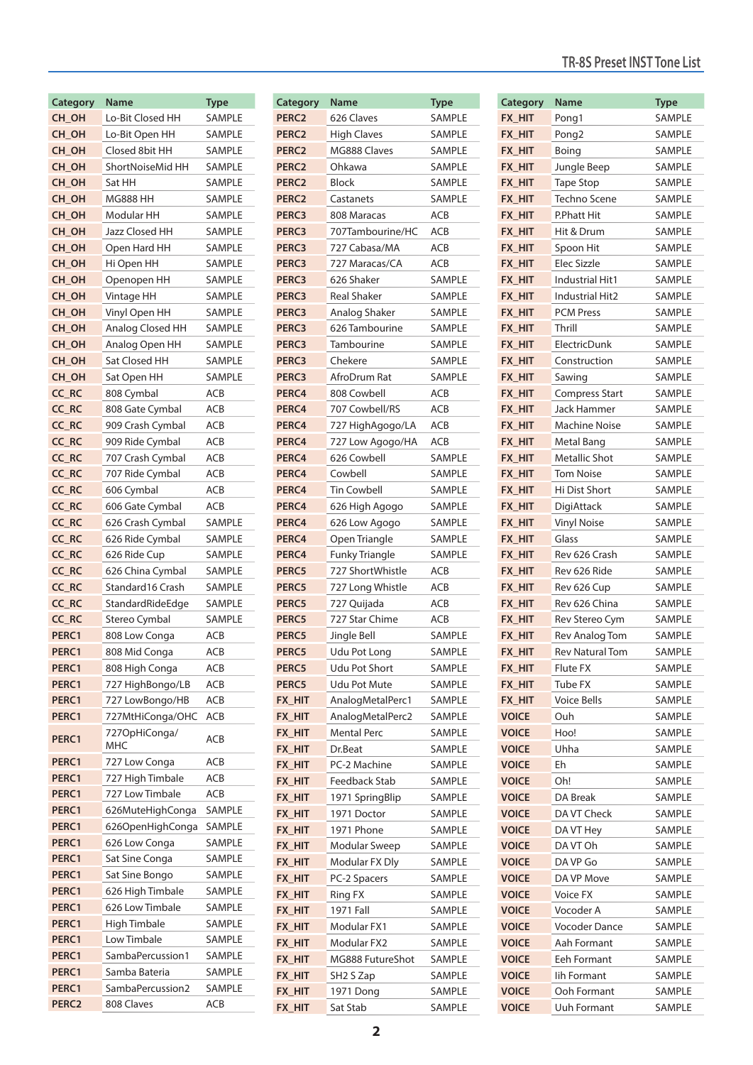| Category | Name | Type |
|---|---|---|
| CH_OH | Lo-Bit Closed HH | SAMPLE |
| CH_OH | Lo-Bit Open HH | SAMPLE |
| CH_OH | Closed 8bit HH | SAMPLE |
| CH_OH | ShortNoiseMid HH | SAMPLE |
| CH_OH | Sat HH | SAMPLE |
| CH_OH | MG888 HH | SAMPLE |
| CH_OH | Modular HH | SAMPLE |
| CH_OH | Jazz Closed HH | SAMPLE |
| CH_OH | Open Hard HH | SAMPLE |
| CH_OH | Hi Open HH | SAMPLE |
| CH_OH | Openopen HH | SAMPLE |
| CH_OH | Vintage HH | SAMPLE |
| CH_OH | Vinyl Open HH | SAMPLE |
| CH_OH | Analog Closed HH | SAMPLE |
| CH_OH | Analog Open HH | SAMPLE |
| CH_OH | Sat Closed HH | SAMPLE |
| CH_OH | Sat Open HH | SAMPLE |
| CC_RC | 808 Cymbal | ACB |
| CC_RC | 808 Gate Cymbal | ACB |
| CC_RC | 909 Crash Cymbal | ACB |
| CC_RC | 909 Ride Cymbal | ACB |
| CC_RC | 707 Crash Cymbal | ACB |
| CC_RC | 707 Ride Cymbal | ACB |
| CC_RC | 606 Cymbal | ACB |
| CC_RC | 606 Gate Cymbal | ACB |
| CC_RC | 626 Crash Cymbal | SAMPLE |
| CC_RC | 626 Ride Cymbal | SAMPLE |
| CC_RC | 626 Ride Cup | SAMPLE |
| CC_RC | 626 China Cymbal | SAMPLE |
| CC_RC | Standard16 Crash | SAMPLE |
| CC_RC | StandardRideEdge | SAMPLE |
| CC_RC | Stereo Cymbal | SAMPLE |
| PERC1 | 808 Low Conga | ACB |
| PERC1 | 808 Mid Conga | ACB |
| PERC1 | 808 High Conga | ACB |
| PERC1 | 727 HighBongo/LB | ACB |
| PERC1 | 727 LowBongo/HB | ACB |
| PERC1 | 727MtHiConga/OHC | ACB |
| PERC1 | 727OpHiConga/MHC | ACB |
| PERC1 | 727 Low Conga | ACB |
| PERC1 | 727 High Timbale | ACB |
| PERC1 | 727 Low Timbale | ACB |
| PERC1 | 626MuteHighConga | SAMPLE |
| PERC1 | 626OpenHighConga | SAMPLE |
| PERC1 | 626 Low Conga | SAMPLE |
| PERC1 | Sat Sine Conga | SAMPLE |
| PERC1 | Sat Sine Bongo | SAMPLE |
| PERC1 | 626 High Timbale | SAMPLE |
| PERC1 | 626 Low Timbale | SAMPLE |
| PERC1 | High Timbale | SAMPLE |
| PERC1 | Low Timbale | SAMPLE |
| PERC1 | SambaPercussion1 | SAMPLE |
| PERC1 | Samba Bateria | SAMPLE |
| PERC1 | SambaPercussion2 | SAMPLE |
| PERC2 | 808 Claves | ACB |
| PERC2 | 626 Claves | SAMPLE |
| PERC2 | High Claves | SAMPLE |
| PERC2 | MG888 Claves | SAMPLE |
| PERC2 | Ohkawa | SAMPLE |
| PERC2 | Block | SAMPLE |
| PERC2 | Castanets | SAMPLE |
| PERC3 | 808 Maracas | ACB |
| PERC3 | 707Tambourine/HC | ACB |
| PERC3 | 727 Cabasa/MA | ACB |
| PERC3 | 727 Maracas/CA | ACB |
| PERC3 | 626 Shaker | SAMPLE |
| PERC3 | Real Shaker | SAMPLE |
| PERC3 | Analog Shaker | SAMPLE |
| PERC3 | 626 Tambourine | SAMPLE |
| PERC3 | Tambourine | SAMPLE |
| PERC3 | Chekere | SAMPLE |
| PERC3 | AfroDrum Rat | SAMPLE |
| PERC4 | 808 Cowbell | ACB |
| PERC4 | 707 Cowbell/RS | ACB |
| PERC4 | 727 HighAgogo/LA | ACB |
| PERC4 | 727 Low Agogo/HA | ACB |
| PERC4 | 626 Cowbell | SAMPLE |
| PERC4 | Cowbell | SAMPLE |
| PERC4 | Tin Cowbell | SAMPLE |
| PERC4 | 626 High Agogo | SAMPLE |
| PERC4 | 626 Low Agogo | SAMPLE |
| PERC4 | Open Triangle | SAMPLE |
| PERC4 | Funky Triangle | SAMPLE |
| PERC5 | 727 ShortWhistle | ACB |
| PERC5 | 727 Long Whistle | ACB |
| PERC5 | 727 Quijada | ACB |
| PERC5 | 727 Star Chime | ACB |
| PERC5 | Jingle Bell | SAMPLE |
| PERC5 | Udu Pot Long | SAMPLE |
| PERC5 | Udu Pot Short | SAMPLE |
| PERC5 | Udu Pot Mute | SAMPLE |
| FX_HIT | AnalogMetalPerc1 | SAMPLE |
| FX_HIT | AnalogMetalPerc2 | SAMPLE |
| FX_HIT | Mental Perc | SAMPLE |
| FX_HIT | Dr.Beat | SAMPLE |
| FX_HIT | PC-2 Machine | SAMPLE |
| FX_HIT | Feedback Stab | SAMPLE |
| FX_HIT | 1971 SpringBlip | SAMPLE |
| FX_HIT | 1971 Doctor | SAMPLE |
| FX_HIT | 1971 Phone | SAMPLE |
| FX_HIT | Modular Sweep | SAMPLE |
| FX_HIT | Modular FX Dly | SAMPLE |
| FX_HIT | PC-2 Spacers | SAMPLE |
| FX_HIT | Ring FX | SAMPLE |
| FX_HIT | 1971 Fall | SAMPLE |
| FX_HIT | Modular FX1 | SAMPLE |
| FX_HIT | Modular FX2 | SAMPLE |
| FX_HIT | MG888 FutureShot | SAMPLE |
| FX_HIT | SH2 S Zap | SAMPLE |
| FX_HIT | 1971 Dong | SAMPLE |
| FX_HIT | Sat Stab | SAMPLE |
| FX_HIT | Pong1 | SAMPLE |
| FX_HIT | Pong2 | SAMPLE |
| FX_HIT | Boing | SAMPLE |
| FX_HIT | Jungle Beep | SAMPLE |
| FX_HIT | Tape Stop | SAMPLE |
| FX_HIT | Techno Scene | SAMPLE |
| FX_HIT | P.Phatt Hit | SAMPLE |
| FX_HIT | Hit & Drum | SAMPLE |
| FX_HIT | Spoon Hit | SAMPLE |
| FX_HIT | Elec Sizzle | SAMPLE |
| FX_HIT | Industrial Hit1 | SAMPLE |
| FX_HIT | Industrial Hit2 | SAMPLE |
| FX_HIT | PCM Press | SAMPLE |
| FX_HIT | Thrill | SAMPLE |
| FX_HIT | ElectricDunk | SAMPLE |
| FX_HIT | Construction | SAMPLE |
| FX_HIT | Sawing | SAMPLE |
| FX_HIT | Compress Start | SAMPLE |
| FX_HIT | Jack Hammer | SAMPLE |
| FX_HIT | Machine Noise | SAMPLE |
| FX_HIT | Metal Bang | SAMPLE |
| FX_HIT | Metallic Shot | SAMPLE |
| FX_HIT | Tom Noise | SAMPLE |
| FX_HIT | Hi Dist Short | SAMPLE |
| FX_HIT | DigiAttack | SAMPLE |
| FX_HIT | Vinyl Noise | SAMPLE |
| FX_HIT | Glass | SAMPLE |
| FX_HIT | Rev 626 Crash | SAMPLE |
| FX_HIT | Rev 626 Ride | SAMPLE |
| FX_HIT | Rev 626 Cup | SAMPLE |
| FX_HIT | Rev 626 China | SAMPLE |
| FX_HIT | Rev Stereo Cym | SAMPLE |
| FX_HIT | Rev Analog Tom | SAMPLE |
| FX_HIT | Rev Natural Tom | SAMPLE |
| FX_HIT | Flute FX | SAMPLE |
| FX_HIT | Tube FX | SAMPLE |
| FX_HIT | Voice Bells | SAMPLE |
| VOICE | Ouh | SAMPLE |
| VOICE | Hoo! | SAMPLE |
| VOICE | Uhha | SAMPLE |
| VOICE | Eh | SAMPLE |
| VOICE | Oh! | SAMPLE |
| VOICE | DA Break | SAMPLE |
| VOICE | DA VT Check | SAMPLE |
| VOICE | DA VT Hey | SAMPLE |
| VOICE | DA VT Oh | SAMPLE |
| VOICE | DA VP Go | SAMPLE |
| VOICE | DA VP Move | SAMPLE |
| VOICE | Voice FX | SAMPLE |
| VOICE | Vocoder A | SAMPLE |
| VOICE | Vocoder Dance | SAMPLE |
| VOICE | Aah Formant | SAMPLE |
| VOICE | Eeh Formant | SAMPLE |
| VOICE | Iih Formant | SAMPLE |
| VOICE | Ooh Formant | SAMPLE |
| VOICE | Uuh Formant | SAMPLE |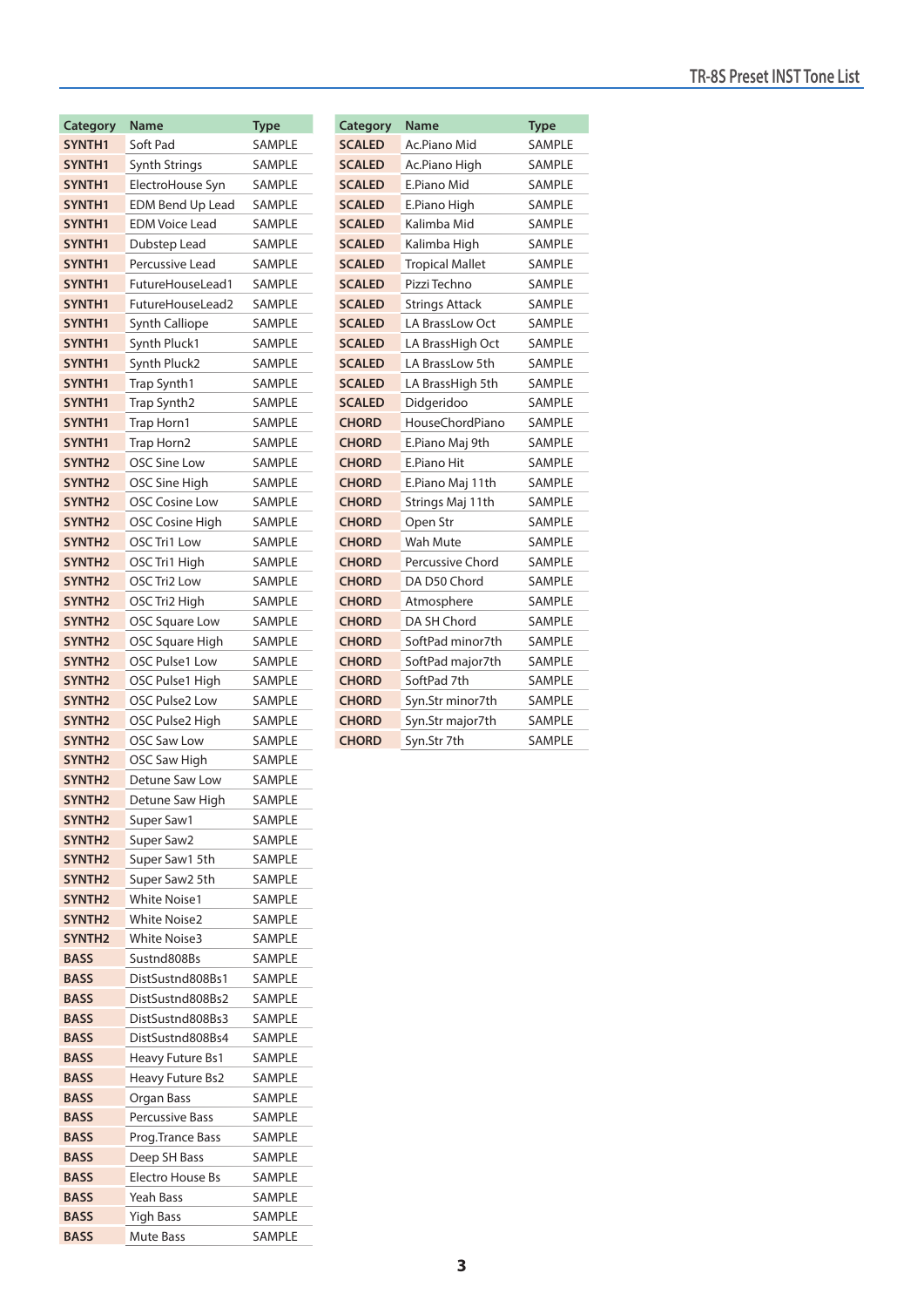| Category | Name | Type |
|---|---|---|
| SYNTH1 | Soft Pad | SAMPLE |
| SYNTH1 | Synth Strings | SAMPLE |
| SYNTH1 | ElectroHouse Syn | SAMPLE |
| SYNTH1 | EDM Bend Up Lead | SAMPLE |
| SYNTH1 | EDM Voice Lead | SAMPLE |
| SYNTH1 | Dubstep Lead | SAMPLE |
| SYNTH1 | Percussive Lead | SAMPLE |
| SYNTH1 | FutureHouseLead1 | SAMPLE |
| SYNTH1 | FutureHouseLead2 | SAMPLE |
| SYNTH1 | Synth Calliope | SAMPLE |
| SYNTH1 | Synth Pluck1 | SAMPLE |
| SYNTH1 | Synth Pluck2 | SAMPLE |
| SYNTH1 | Trap Synth1 | SAMPLE |
| SYNTH1 | Trap Synth2 | SAMPLE |
| SYNTH1 | Trap Horn1 | SAMPLE |
| SYNTH1 | Trap Horn2 | SAMPLE |
| SYNTH2 | OSC Sine Low | SAMPLE |
| SYNTH2 | OSC Sine High | SAMPLE |
| SYNTH2 | OSC Cosine Low | SAMPLE |
| SYNTH2 | OSC Cosine High | SAMPLE |
| SYNTH2 | OSC Tri1 Low | SAMPLE |
| SYNTH2 | OSC Tri1 High | SAMPLE |
| SYNTH2 | OSC Tri2 Low | SAMPLE |
| SYNTH2 | OSC Tri2 High | SAMPLE |
| SYNTH2 | OSC Square Low | SAMPLE |
| SYNTH2 | OSC Square High | SAMPLE |
| SYNTH2 | OSC Pulse1 Low | SAMPLE |
| SYNTH2 | OSC Pulse1 High | SAMPLE |
| SYNTH2 | OSC Pulse2 Low | SAMPLE |
| SYNTH2 | OSC Pulse2 High | SAMPLE |
| SYNTH2 | OSC Saw Low | SAMPLE |
| SYNTH2 | OSC Saw High | SAMPLE |
| SYNTH2 | Detune Saw Low | SAMPLE |
| SYNTH2 | Detune Saw High | SAMPLE |
| SYNTH2 | Super Saw1 | SAMPLE |
| SYNTH2 | Super Saw2 | SAMPLE |
| SYNTH2 | Super Saw1 5th | SAMPLE |
| SYNTH2 | Super Saw2 5th | SAMPLE |
| SYNTH2 | White Noise1 | SAMPLE |
| SYNTH2 | White Noise2 | SAMPLE |
| SYNTH2 | White Noise3 | SAMPLE |
| BASS | Sustnd808Bs | SAMPLE |
| BASS | DistSustnd808Bs1 | SAMPLE |
| BASS | DistSustnd808Bs2 | SAMPLE |
| BASS | DistSustnd808Bs3 | SAMPLE |
| BASS | DistSustnd808Bs4 | SAMPLE |
| BASS | Heavy Future Bs1 | SAMPLE |
| BASS | Heavy Future Bs2 | SAMPLE |
| BASS | Organ Bass | SAMPLE |
| BASS | Percussive Bass | SAMPLE |
| BASS | Prog.Trance Bass | SAMPLE |
| BASS | Deep SH Bass | SAMPLE |
| BASS | Electro House Bs | SAMPLE |
| BASS | Yeah Bass | SAMPLE |
| BASS | Yigh Bass | SAMPLE |
| BASS | Mute Bass | SAMPLE |

| Category | Name | Type |
|---|---|---|
| SCALED | Ac.Piano Mid | SAMPLE |
| SCALED | Ac.Piano High | SAMPLE |
| SCALED | E.Piano Mid | SAMPLE |
| SCALED | E.Piano High | SAMPLE |
| SCALED | Kalimba Mid | SAMPLE |
| SCALED | Kalimba High | SAMPLE |
| SCALED | Tropical Mallet | SAMPLE |
| SCALED | Pizzi Techno | SAMPLE |
| SCALED | Strings Attack | SAMPLE |
| SCALED | LA BrassLow Oct | SAMPLE |
| SCALED | LA BrassHigh Oct | SAMPLE |
| SCALED | LA BrassLow 5th | SAMPLE |
| SCALED | LA BrassHigh 5th | SAMPLE |
| SCALED | Didgeridoo | SAMPLE |
| CHORD | HouseChordPiano | SAMPLE |
| CHORD | E.Piano Maj 9th | SAMPLE |
| CHORD | E.Piano Hit | SAMPLE |
| CHORD | E.Piano Maj 11th | SAMPLE |
| CHORD | Strings Maj 11th | SAMPLE |
| CHORD | Open Str | SAMPLE |
| CHORD | Wah Mute | SAMPLE |
| CHORD | Percussive Chord | SAMPLE |
| CHORD | DA D50 Chord | SAMPLE |
| CHORD | Atmosphere | SAMPLE |
| CHORD | DA SH Chord | SAMPLE |
| CHORD | SoftPad minor7th | SAMPLE |
| CHORD | SoftPad major7th | SAMPLE |
| CHORD | SoftPad 7th | SAMPLE |
| CHORD | Syn.Str minor7th | SAMPLE |
| CHORD | Syn.Str major7th | SAMPLE |
| CHORD | Syn.Str 7th | SAMPLE |